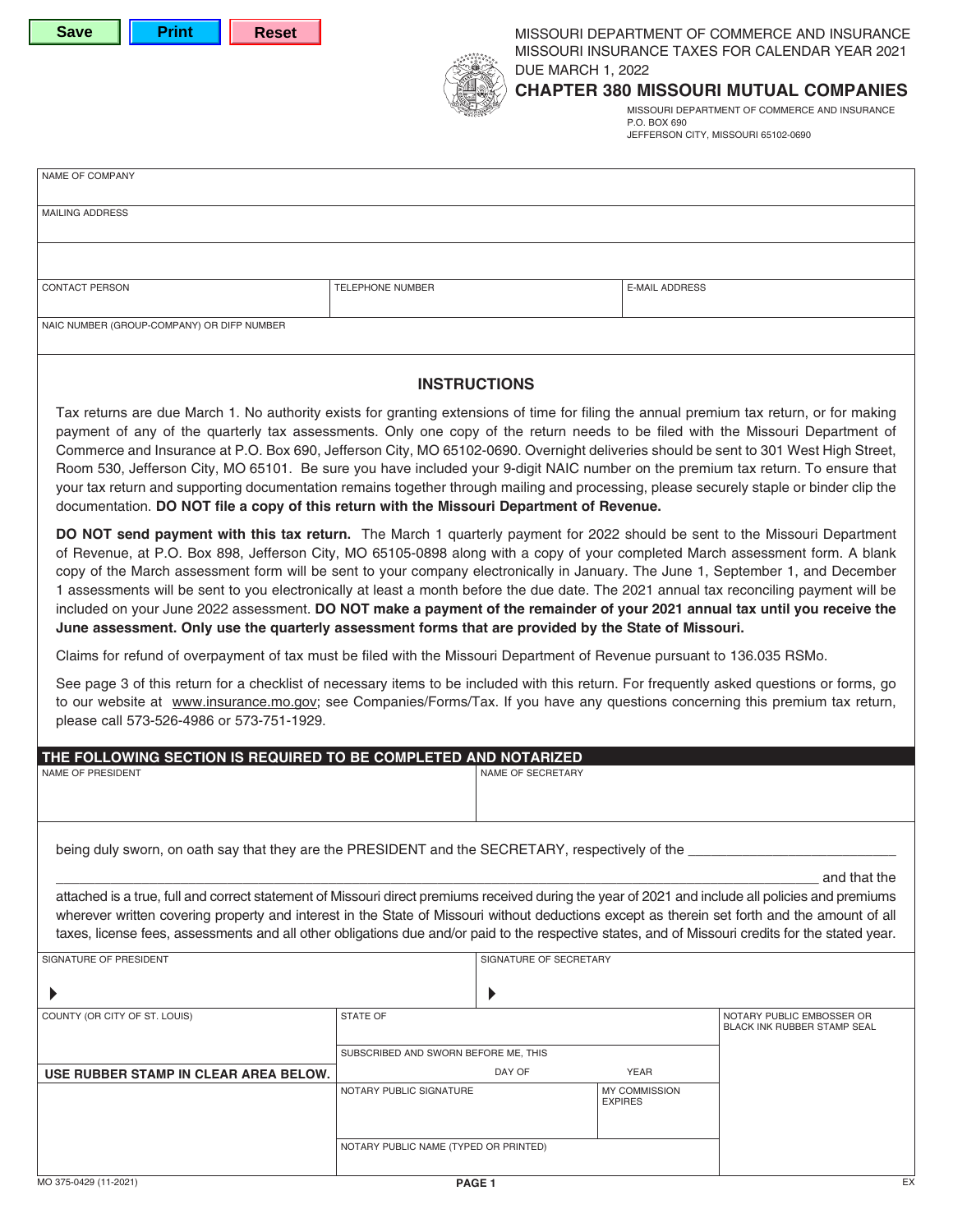Save Print Reset

MISSOURI DEPARTMENT OF COMMERCE AND INSURANCE
MISSOURI INSURANCE TAXES FOR CALENDAR YEAR 2021
DUE MARCH 1, 2022

# CHAPTER 380 MISSOURI MUTUAL COMPANIES

MISSOURI DEPARTMENT OF COMMERCE AND INSURANCE
P.O. BOX 690
JEFFERSON CITY, MISSOURI 65102-0690

| | | |
|---|---|---|
| NAME OF COMPANY | | |
| MAILING ADDRESS | | |
| | | |
| CONTACT PERSON | TELEPHONE NUMBER | E-MAIL ADDRESS |
| NAIC NUMBER (GROUP-COMPANY) OR DIFP NUMBER | | |

## INSTRUCTIONS

Tax returns are due March 1. No authority exists for granting extensions of time for filing the annual premium tax return, or for making payment of any of the quarterly tax assessments. Only one copy of the return needs to be filed with the Missouri Department of Commerce and Insurance at P.O. Box 690, Jefferson City, MO 65102-0690. Overnight deliveries should be sent to 301 West High Street, Room 530, Jefferson City, MO 65101. Be sure you have included your 9-digit NAIC number on the premium tax return. To ensure that your tax return and supporting documentation remains together through mailing and processing, please securely staple or binder clip the documentation. **DO NOT file a copy of this return with the Missouri Department of Revenue.**

**DO NOT send payment with this tax return.** The March 1 quarterly payment for 2022 should be sent to the Missouri Department of Revenue, at P.O. Box 898, Jefferson City, MO 65105-0898 along with a copy of your completed March assessment form. A blank copy of the March assessment form will be sent to your company electronically in January. The June 1, September 1, and December 1 assessments will be sent to you electronically at least a month before the due date. The 2021 annual tax reconciling payment will be included on your June 2022 assessment. **DO NOT make a payment of the remainder of your 2021 annual tax until you receive the June assessment. Only use the quarterly assessment forms that are provided by the State of Missouri.**

Claims for refund of overpayment of tax must be filed with the Missouri Department of Revenue pursuant to 136.035 RSMo.

See page 3 of this return for a checklist of necessary items to be included with this return. For frequently asked questions or forms, go to our website at www.insurance.mo.gov; see Companies/Forms/Tax. If you have any questions concerning this premium tax return, please call 573-526-4986 or 573-751-1929.

## THE FOLLOWING SECTION IS REQUIRED TO BE COMPLETED AND NOTARIZED

| | |
|---|---|
| NAME OF PRESIDENT | NAME OF SECRETARY |

being duly sworn, on oath say that they are the PRESIDENT and the SECRETARY, respectively of the ___________________________

_____________________________________________________________________________________________ and that the attached is a true, full and correct statement of Missouri direct premiums received during the year of 2021 and include all policies and premiums wherever written covering property and interest in the State of Missouri without deductions except as therein set forth and the amount of all taxes, license fees, assessments and all other obligations due and/or paid to the respective states, and of Missouri credits for the stated year.

| | |
|---|---|
| SIGNATURE OF PRESIDENT ▶ | SIGNATURE OF SECRETARY ▶ |

| | | | |
|---|---|---|---|
| COUNTY (OR CITY OF ST. LOUIS) | STATE OF | | NOTARY PUBLIC EMBOSSER OR BLACK INK RUBBER STAMP SEAL |
| **USE RUBBER STAMP IN CLEAR AREA BELOW.** | SUBSCRIBED AND SWORN BEFORE ME, THIS ___ DAY OF ___ YEAR | | |
| | NOTARY PUBLIC SIGNATURE | MY COMMISSION EXPIRES | |
| | NOTARY PUBLIC NAME (TYPED OR PRINTED) | | |

MO 375-0429 (11-2021)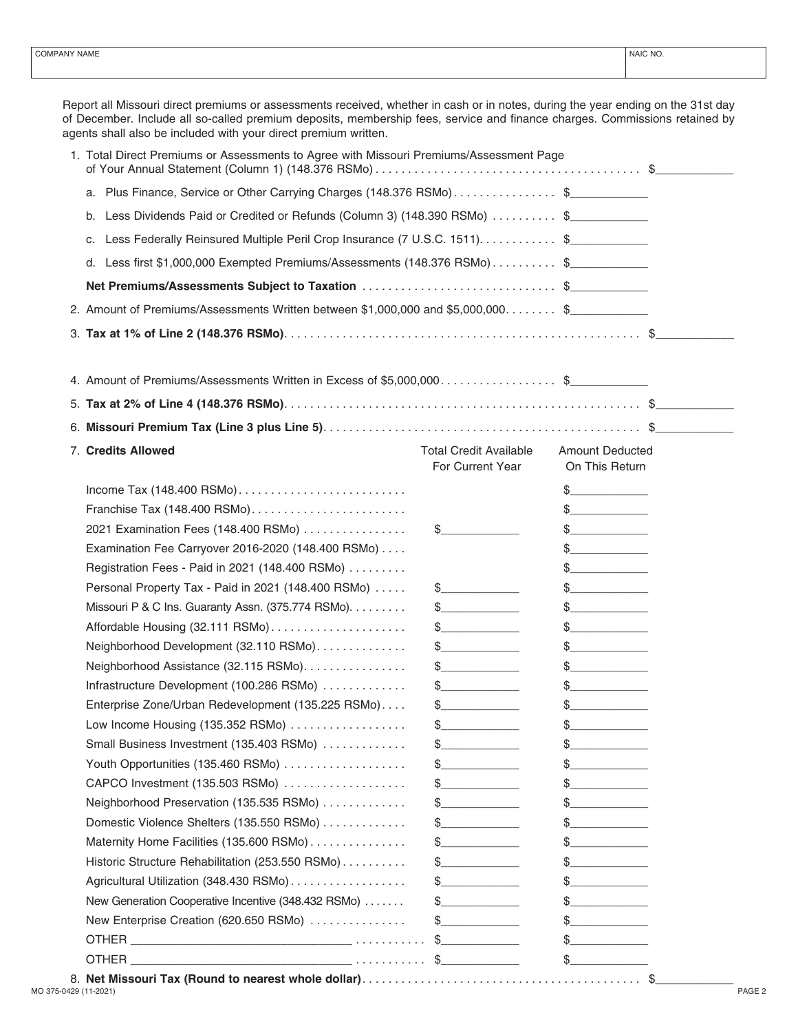| COMPANY NAME | NAIC NO. |
| --- | --- |
| | |

Report all Missouri direct premiums or assessments received, whether in cash or in notes, during the year ending on the 31st day of December. Include all so-called premium deposits, membership fees, service and finance charges. Commissions retained by agents shall also be included with your direct premium written.

1. Total Direct Premiums or Assessments to Agree with Missouri Premiums/Assessment Page of Your Annual Statement (Column 1) (148.376 RSMo) . . . . . . . . . . . . . . . . . . . . . . . . . . . . . . . . . . . . . . . $____________
   a. Plus Finance, Service or Other Carrying Charges (148.376 RSMo) . . . . . . . . . . . . . . . . $____________
   b. Less Dividends Paid or Credited or Refunds (Column 3) (148.390 RSMo) . . . . . . . . . . $____________
   c. Less Federally Reinsured Multiple Peril Crop Insurance (7 U.S.C. 1511) . . . . . . . . . . . . $____________
   d. Less first $1,000,000 Exempted Premiums/Assessments (148.376 RSMo) . . . . . . . . . . $____________
   **Net Premiums/Assessments Subject to Taxation** . . . . . . . . . . . . . . . . . . . . . . . . . . . . . . $____________
2. Amount of Premiums/Assessments Written between $1,000,000 and $5,000,000 . . . . . . . . $____________
3. **Tax at 1% of Line 2 (148.376 RSMo)** . . . . . . . . . . . . . . . . . . . . . . . . . . . . . . . . . . . . . . . . . . . . . . . . . . . . $____________
4. Amount of Premiums/Assessments Written in Excess of $5,000,000 . . . . . . . . . . . . . . . . . . $____________
5. **Tax at 2% of Line 4 (148.376 RSMo)** . . . . . . . . . . . . . . . . . . . . . . . . . . . . . . . . . . . . . . . . . . . . . . . . . . . . $____________
6. **Missouri Premium Tax (Line 3 plus Line 5)** . . . . . . . . . . . . . . . . . . . . . . . . . . . . . . . . . . . . . . . . . . . . . . . $____________
7. **Credits Allowed**

| Credits Allowed | Total Credit Available For Current Year | Amount Deducted On This Return |
| --- | --- | --- |
| Income Tax (148.400 RSMo) | | $____________ |
| Franchise Tax (148.400 RSMo) | | $____________ |
| 2021 Examination Fees (148.400 RSMo) | $____________ | $____________ |
| Examination Fee Carryover 2016-2020 (148.400 RSMo) | | $____________ |
| Registration Fees - Paid in 2021 (148.400 RSMo) | | $____________ |
| Personal Property Tax - Paid in 2021 (148.400 RSMo) | $____________ | $____________ |
| Missouri P & C Ins. Guaranty Assn. (375.774 RSMo) | $____________ | $____________ |
| Affordable Housing (32.111 RSMo) | $____________ | $____________ |
| Neighborhood Development (32.110 RSMo) | $____________ | $____________ |
| Neighborhood Assistance (32.115 RSMo) | $____________ | $____________ |
| Infrastructure Development (100.286 RSMo) | $____________ | $____________ |
| Enterprise Zone/Urban Redevelopment (135.225 RSMo) | $____________ | $____________ |
| Low Income Housing (135.352 RSMo) | $____________ | $____________ |
| Small Business Investment (135.403 RSMo) | $____________ | $____________ |
| Youth Opportunities (135.460 RSMo) | $____________ | $____________ |
| CAPCO Investment (135.503 RSMo) | $____________ | $____________ |
| Neighborhood Preservation (135.535 RSMo) | $____________ | $____________ |
| Domestic Violence Shelters (135.550 RSMo) | $____________ | $____________ |
| Maternity Home Facilities (135.600 RSMo) | $____________ | $____________ |
| Historic Structure Rehabilitation (253.550 RSMo) | $____________ | $____________ |
| Agricultural Utilization (348.430 RSMo) | $____________ | $____________ |
| New Generation Cooperative Incentive (348.432 RSMo) | $____________ | $____________ |
| New Enterprise Creation (620.650 RSMo) | $____________ | $____________ |
| OTHER ________________________________ | $____________ | $____________ |
| OTHER ________________________________ | $____________ | $____________ |

8. **Net Missouri Tax (Round to nearest whole dollar)** . . . . . . . . . . . . . . . . . . . . . . . . . . . . . . . . . . . . . . . . . . $____________

MO 375-0429 (11-2021)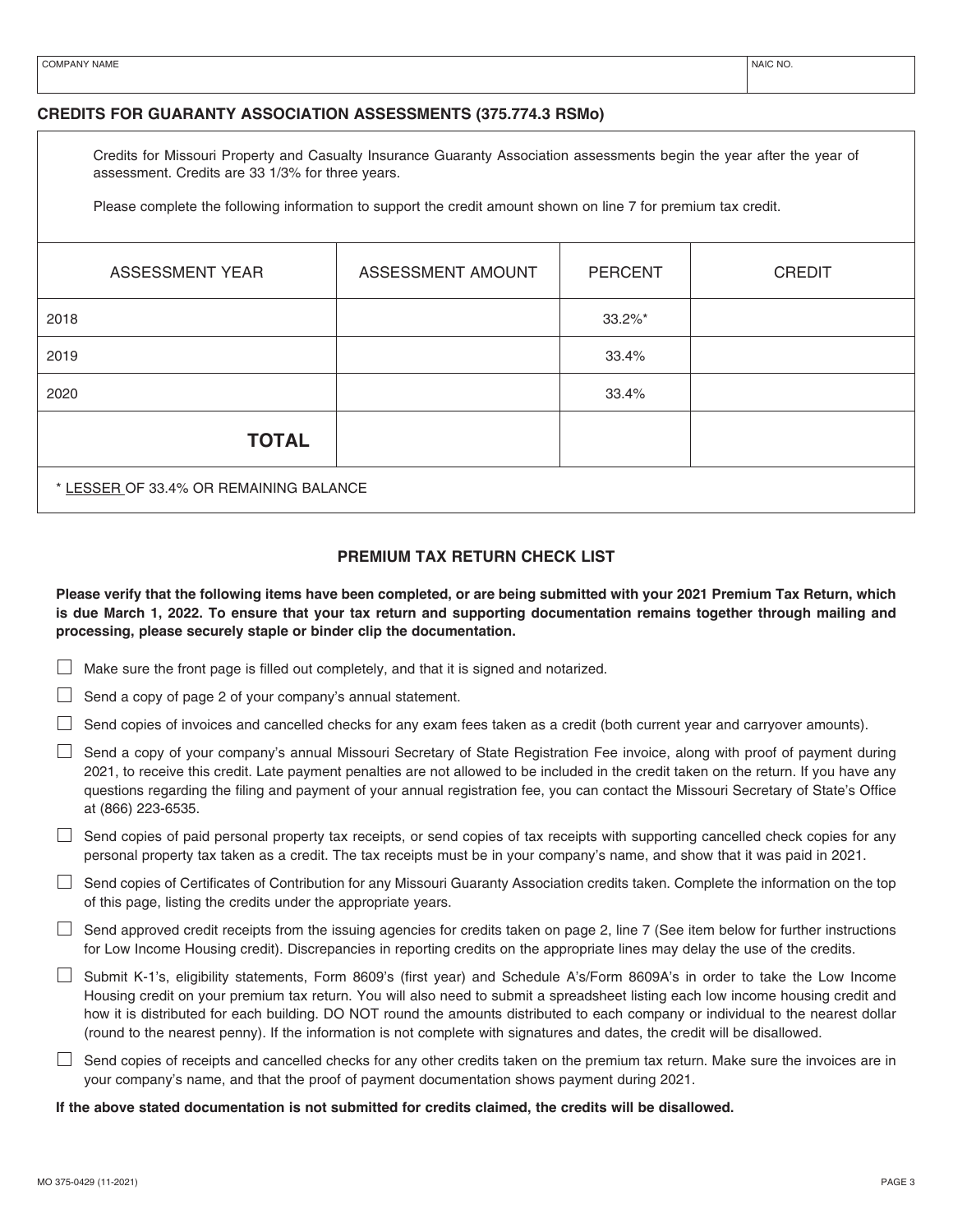| COMPANY NAME | NAIC NO. |
|---|---|
| | |

## CREDITS FOR GUARANTY ASSOCIATION ASSESSMENTS (375.774.3 RSMo)

Credits for Missouri Property and Casualty Insurance Guaranty Association assessments begin the year after the year of assessment. Credits are 33 1/3% for three years.

Please complete the following information to support the credit amount shown on line 7 for premium tax credit.

| ASSESSMENT YEAR | ASSESSMENT AMOUNT | PERCENT | CREDIT |
|---|---|---|---|
| 2018 | | 33.2%* | |
| 2019 | | 33.4% | |
| 2020 | | 33.4% | |
| **TOTAL** | | | |

\* LESSER OF 33.4% OR REMAINING BALANCE

### PREMIUM TAX RETURN CHECK LIST

**Please verify that the following items have been completed, or are being submitted with your 2021 Premium Tax Return, which is due March 1, 2022. To ensure that your tax return and supporting documentation remains together through mailing and processing, please securely staple or binder clip the documentation.**

- ☐ Make sure the front page is filled out completely, and that it is signed and notarized.
- ☐ Send a copy of page 2 of your company's annual statement.
- ☐ Send copies of invoices and cancelled checks for any exam fees taken as a credit (both current year and carryover amounts).
- ☐ Send a copy of your company's annual Missouri Secretary of State Registration Fee invoice, along with proof of payment during 2021, to receive this credit. Late payment penalties are not allowed to be included in the credit taken on the return. If you have any questions regarding the filing and payment of your annual registration fee, you can contact the Missouri Secretary of State's Office at (866) 223-6535.
- ☐ Send copies of paid personal property tax receipts, or send copies of tax receipts with supporting cancelled check copies for any personal property tax taken as a credit. The tax receipts must be in your company's name, and show that it was paid in 2021.
- ☐ Send copies of Certificates of Contribution for any Missouri Guaranty Association credits taken. Complete the information on the top of this page, listing the credits under the appropriate years.
- ☐ Send approved credit receipts from the issuing agencies for credits taken on page 2, line 7 (See item below for further instructions for Low Income Housing credit). Discrepancies in reporting credits on the appropriate lines may delay the use of the credits.
- ☐ Submit K-1's, eligibility statements, Form 8609's (first year) and Schedule A's/Form 8609A's in order to take the Low Income Housing credit on your premium tax return. You will also need to submit a spreadsheet listing each low income housing credit and how it is distributed for each building. DO NOT round the amounts distributed to each company or individual to the nearest dollar (round to the nearest penny). If the information is not complete with signatures and dates, the credit will be disallowed.
- ☐ Send copies of receipts and cancelled checks for any other credits taken on the premium tax return. Make sure the invoices are in your company's name, and that the proof of payment documentation shows payment during 2021.

**If the above stated documentation is not submitted for credits claimed, the credits will be disallowed.**

MO 375-0429 (11-2021)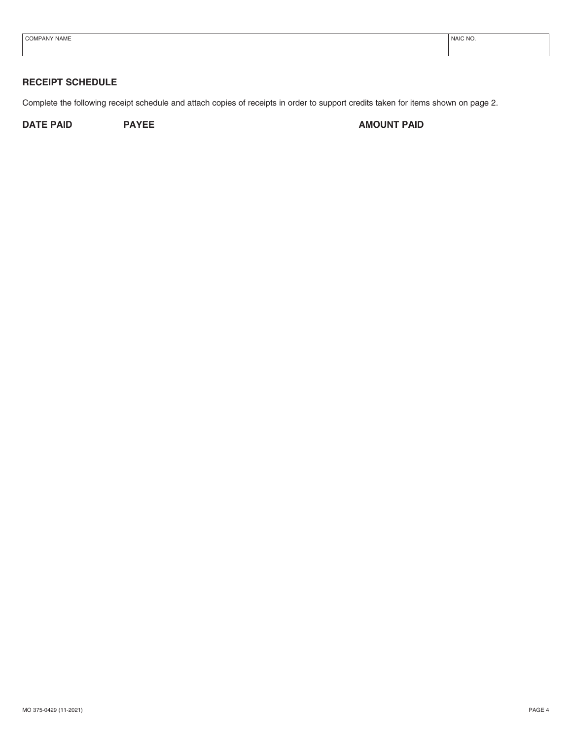| COMPANY NAME | NAIC NO. |
| --- | --- |
| | |

## RECEIPT SCHEDULE

Complete the following receipt schedule and attach copies of receipts in order to support credits taken for items shown on page 2.

| DATE PAID | PAYEE | AMOUNT PAID |
| --- | --- | --- |
| | | |

MO 375-0429 (11-2021)